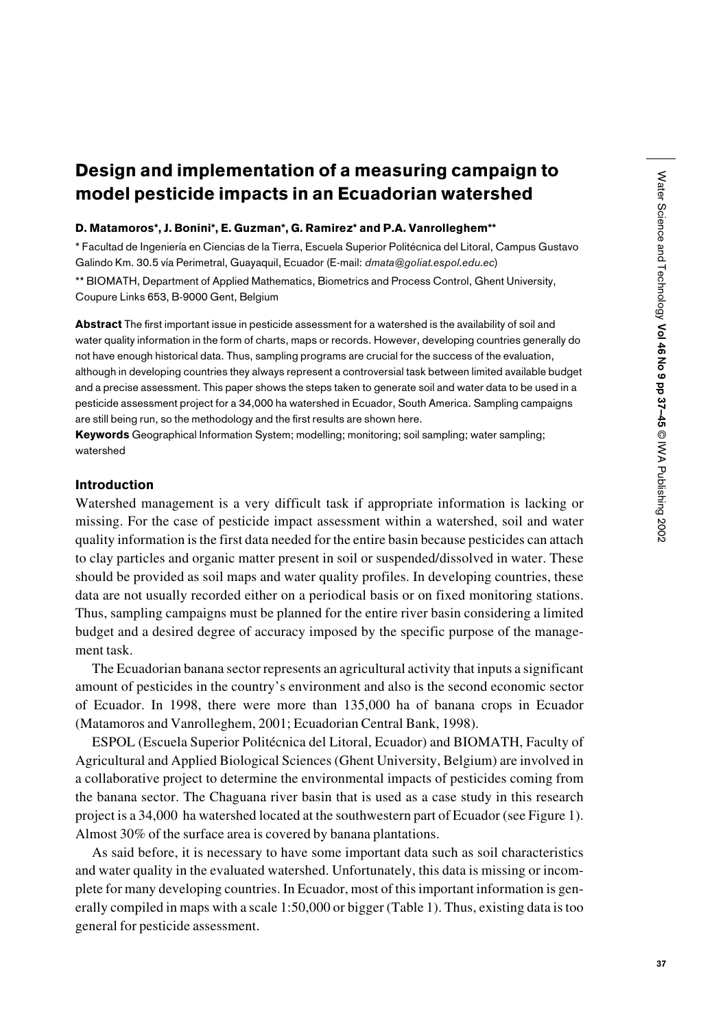# Design and implementation of a measuring campaign to model pesticide impacts in an Ecuadorian watershed

**D. Matamoros\*, J. Bonini\*, E. Guzman\*, G. Ramirez\* and P.A. Vanrolleghem\*\***

\* Facultad de Ingeniería en Ciencias de la Tierra, Escuela Superior Politécnica del Litoral, Campus Gustavo Galindo Km. 30.5 vía Perimetral, Guayaquil, Ecuador (E-mail: *dmata@goliat.espol.edu.ec*)

\*\* BIOMATH, Department of Applied Mathematics, Biometrics and Process Control, Ghent University, Coupure Links 653, B-9000 Gent, Belgium

**Abstract** The first important issue in pesticide assessment for a watershed is the availability of soil and water quality information in the form of charts, maps or records. However, developing countries generally do not have enough historical data. Thus, sampling programs are crucial for the success of the evaluation, although in developing countries they always represent a controversial task between limited available budget and a precise assessment. This paper shows the steps taken to generate soil and water data to be used in a pesticide assessment project for a 34,000 ha watershed in Ecuador, South America. Sampling campaigns are still being run, so the methodology and the first results are shown here.

**Keywords** Geographical Information System; modelling; monitoring; soil sampling; water sampling; watershed

## Introduction

Watershed management is a very difficult task if appropriate information is lacking or missing. For the case of pesticide impact assessment within a watershed, soil and water quality information is the first data needed for the entire basin because pesticides can attach to clay particles and organic matter present in soil or suspended/dissolved in water. These should be provided as soil maps and water quality profiles. In developing countries, these data are not usually recorded either on a periodical basis or on fixed monitoring stations. Thus, sampling campaigns must be planned for the entire river basin considering a limited budget and a desired degree of accuracy imposed by the specific purpose of the management task.

The Ecuadorian banana sector represents an agricultural activity that inputs a significant amount of pesticides in the country's environment and also is the second economic sector of Ecuador. In 1998, there were more than 135,000 ha of banana crops in Ecuador (Matamoros and Vanrolleghem, 2001; Ecuadorian Central Bank, 1998).

ESPOL (Escuela Superior Politécnica del Litoral, Ecuador) and BIOMATH, Faculty of Agricultural and Applied Biological Sciences (Ghent University, Belgium) are involved in a collaborative project to determine the environmental impacts of pesticides coming from the banana sector. The Chaguana river basin that is used as a case study in this research project is a 34,000 ha watershed located at the southwestern part of Ecuador (see Figure 1). Almost 30% of the surface area is covered by banana plantations.

As said before, it is necessary to have some important data such as soil characteristics and water quality in the evaluated watershed. Unfortunately, this data is missing or incomplete for many developing countries. In Ecuador, most of this important information is generally compiled in maps with a scale 1:50,000 or bigger (Table 1). Thus, existing data is too general for pesticide assessment.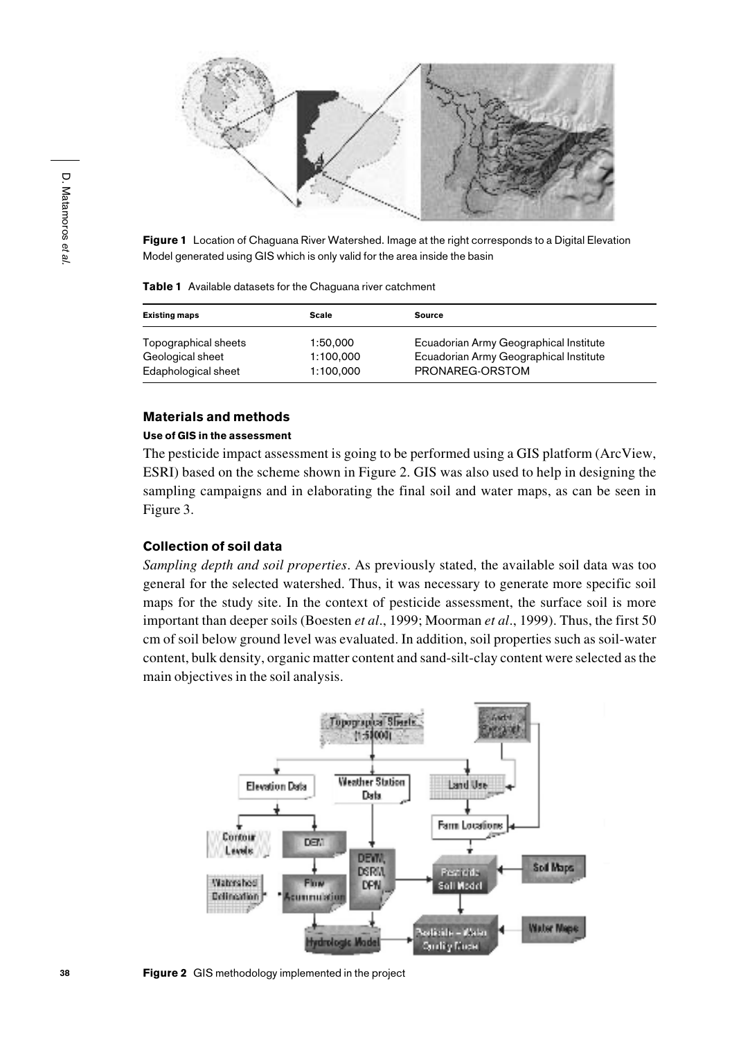**Figure 1** Location of Chaguana River Watershed. Image at the right corresponds to a Digital Elevation Model generated using GIS which is only valid for the area inside the basin

**Table 1** Available datasets for the Chaguana river catchment

| Existing maps | Scale | Source |
| --- | --- | --- |
| Topographical sheets | 1:50,000 | Ecuadorian Army Geographical Institute |
| Geological sheet | 1:100,000 | Ecuadorian Army Geographical Institute |
| Edaphological sheet | 1:100,000 | PRONAREG-ORSTOM |

## Materials and methods

#### Use of GIS in the assessment

The pesticide impact assessment is going to be performed using a GIS platform (ArcView, ESRI) based on the scheme shown in Figure 2. GIS was also used to help in designing the sampling campaigns and in elaborating the final soil and water maps, as can be seen in Figure 3.

### Collection of soil data

*Sampling depth and soil properties*. As previously stated, the available soil data was too general for the selected watershed. Thus, it was necessary to generate more specific soil maps for the study site. In the context of pesticide assessment, the surface soil is more important than deeper soils (Boesten *et al*., 1999; Moorman *et al*., 1999). Thus, the first 50 cm of soil below ground level was evaluated. In addition, soil properties such as soil-water content, bulk density, organic matter content and sand-silt-clay content were selected as the main objectives in the soil analysis.

**Figure 2** GIS methodology implemented in the project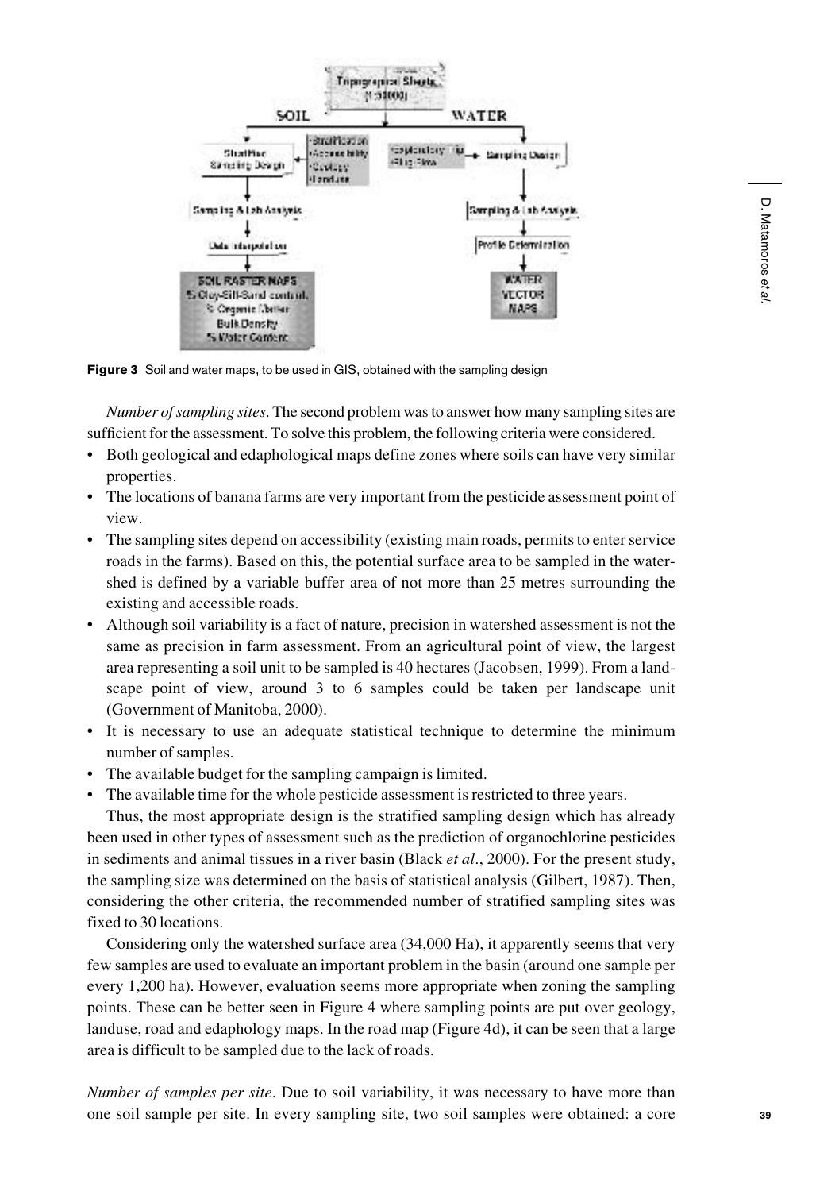**Figure 3** Soil and water maps, to be used in GIS, obtained with the sampling design

*Number of sampling sites*. The second problem was to answer how many sampling sites are sufficient for the assessment. To solve this problem, the following criteria were considered.

- Both geological and edaphological maps define zones where soils can have very similar properties.
- The locations of banana farms are very important from the pesticide assessment point of view.
- The sampling sites depend on accessibility (existing main roads, permits to enter service roads in the farms). Based on this, the potential surface area to be sampled in the watershed is defined by a variable buffer area of not more than 25 metres surrounding the existing and accessible roads.
- Although soil variability is a fact of nature, precision in watershed assessment is not the same as precision in farm assessment. From an agricultural point of view, the largest area representing a soil unit to be sampled is 40 hectares (Jacobsen, 1999). From a landscape point of view, around 3 to 6 samples could be taken per landscape unit (Government of Manitoba, 2000).
- It is necessary to use an adequate statistical technique to determine the minimum number of samples.
- The available budget for the sampling campaign is limited.
- The available time for the whole pesticide assessment is restricted to three years.

Thus, the most appropriate design is the stratified sampling design which has already been used in other types of assessment such as the prediction of organochlorine pesticides in sediments and animal tissues in a river basin (Black *et al*., 2000). For the present study, the sampling size was determined on the basis of statistical analysis (Gilbert, 1987). Then, considering the other criteria, the recommended number of stratified sampling sites was fixed to 30 locations.

Considering only the watershed surface area (34,000 Ha), it apparently seems that very few samples are used to evaluate an important problem in the basin (around one sample per every 1,200 ha). However, evaluation seems more appropriate when zoning the sampling points. These can be better seen in Figure 4 where sampling points are put over geology, landuse, road and edaphology maps. In the road map (Figure 4d), it can be seen that a large area is difficult to be sampled due to the lack of roads.

*Number of samples per site*. Due to soil variability, it was necessary to have more than one soil sample per site. In every sampling site, two soil samples were obtained: a core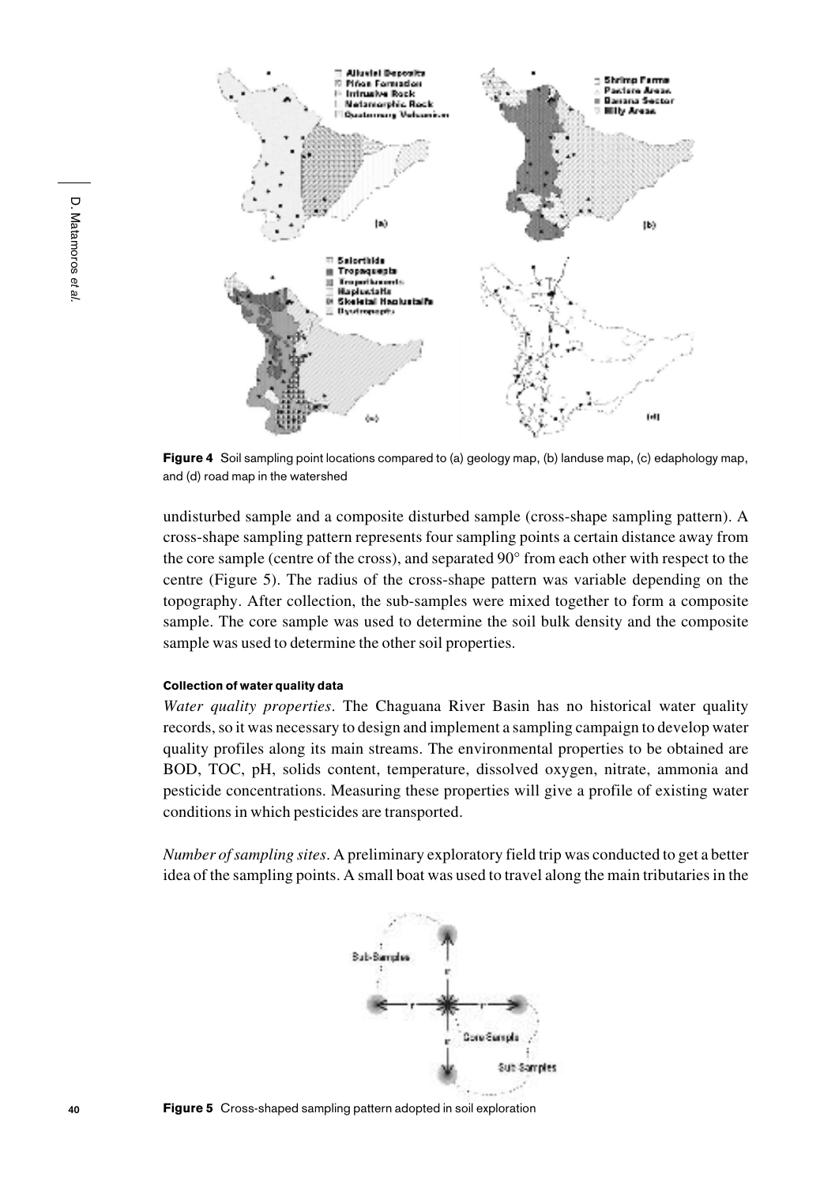**Figure 4** Soil sampling point locations compared to (a) geology map, (b) landuse map, (c) edaphology map, and (d) road map in the watershed

undisturbed sample and a composite disturbed sample (cross-shape sampling pattern). A cross-shape sampling pattern represents four sampling points a certain distance away from the core sample (centre of the cross), and separated 90° from each other with respect to the centre (Figure 5). The radius of the cross-shape pattern was variable depending on the topography. After collection, the sub-samples were mixed together to form a composite sample. The core sample was used to determine the soil bulk density and the composite sample was used to determine the other soil properties.

#### Collection of water quality data

*Water quality properties*. The Chaguana River Basin has no historical water quality records, so it was necessary to design and implement a sampling campaign to develop water quality profiles along its main streams. The environmental properties to be obtained are BOD, TOC, pH, solids content, temperature, dissolved oxygen, nitrate, ammonia and pesticide concentrations. Measuring these properties will give a profile of existing water conditions in which pesticides are transported.

*Number of sampling sites*. A preliminary exploratory field trip was conducted to get a better idea of the sampling points. A small boat was used to travel along the main tributaries in the

**Figure 5** Cross-shaped sampling pattern adopted in soil exploration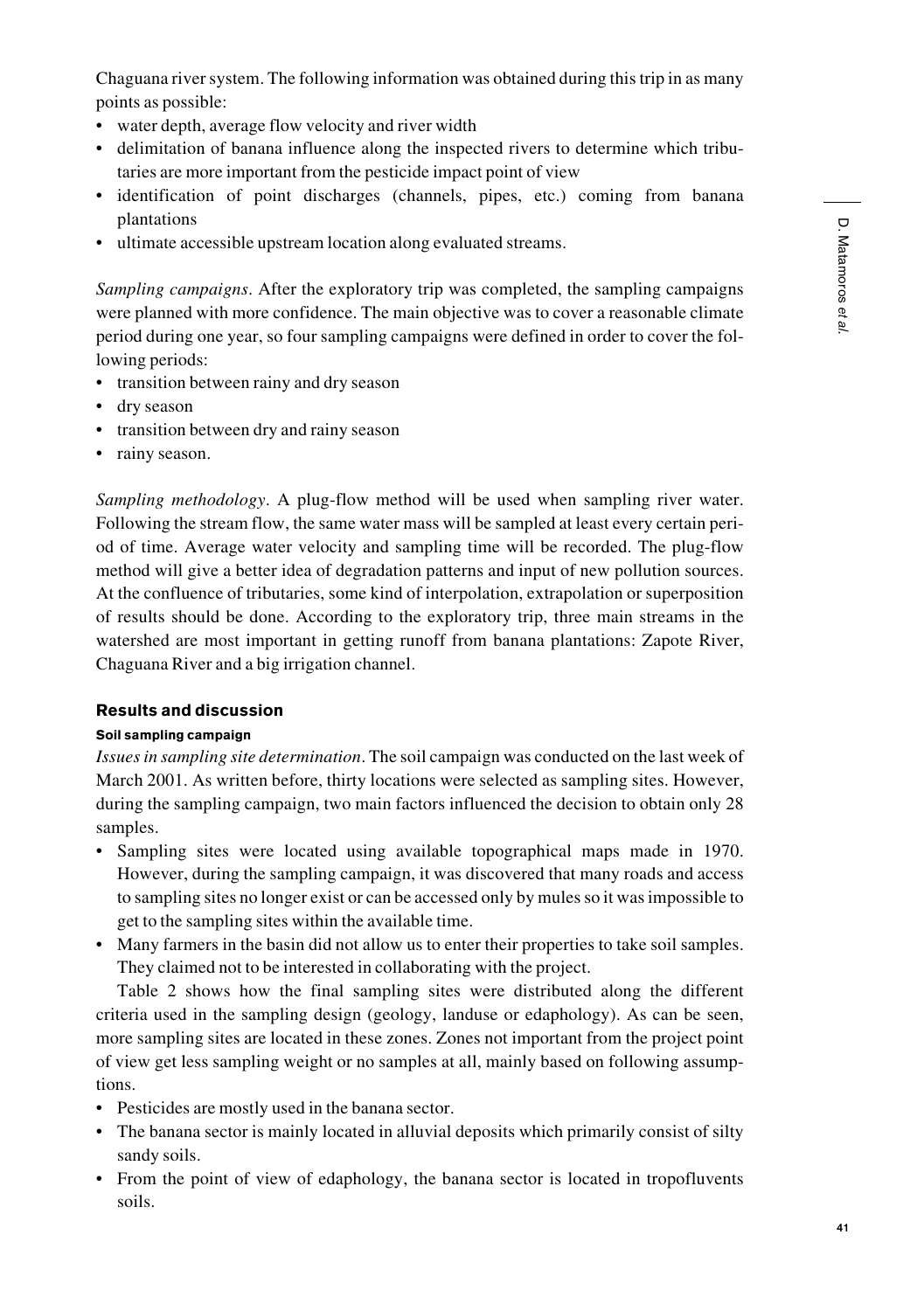Chaguana river system. The following information was obtained during this trip in as many points as possible:

- water depth, average flow velocity and river width
- delimitation of banana influence along the inspected rivers to determine which tributaries are more important from the pesticide impact point of view
- identification of point discharges (channels, pipes, etc.) coming from banana plantations
- ultimate accessible upstream location along evaluated streams.

*Sampling campaigns*. After the exploratory trip was completed, the sampling campaigns were planned with more confidence. The main objective was to cover a reasonable climate period during one year, so four sampling campaigns were defined in order to cover the following periods:

- transition between rainy and dry season
- dry season
- transition between dry and rainy season
- rainy season.

*Sampling methodology*. A plug-flow method will be used when sampling river water. Following the stream flow, the same water mass will be sampled at least every certain period of time. Average water velocity and sampling time will be recorded. The plug-flow method will give a better idea of degradation patterns and input of new pollution sources. At the confluence of tributaries, some kind of interpolation, extrapolation or superposition of results should be done. According to the exploratory trip, three main streams in the watershed are most important in getting runoff from banana plantations: Zapote River, Chaguana River and a big irrigation channel.

## Results and discussion

### Soil sampling campaign

*Issues in sampling site determination*. The soil campaign was conducted on the last week of March 2001. As written before, thirty locations were selected as sampling sites. However, during the sampling campaign, two main factors influenced the decision to obtain only 28 samples.

- Sampling sites were located using available topographical maps made in 1970. However, during the sampling campaign, it was discovered that many roads and access to sampling sites no longer exist or can be accessed only by mules so it was impossible to get to the sampling sites within the available time.
- Many farmers in the basin did not allow us to enter their properties to take soil samples. They claimed not to be interested in collaborating with the project.

Table 2 shows how the final sampling sites were distributed along the different criteria used in the sampling design (geology, landuse or edaphology). As can be seen, more sampling sites are located in these zones. Zones not important from the project point of view get less sampling weight or no samples at all, mainly based on following assumptions.

- Pesticides are mostly used in the banana sector.
- The banana sector is mainly located in alluvial deposits which primarily consist of silty sandy soils.
- From the point of view of edaphology, the banana sector is located in tropofluvents soils.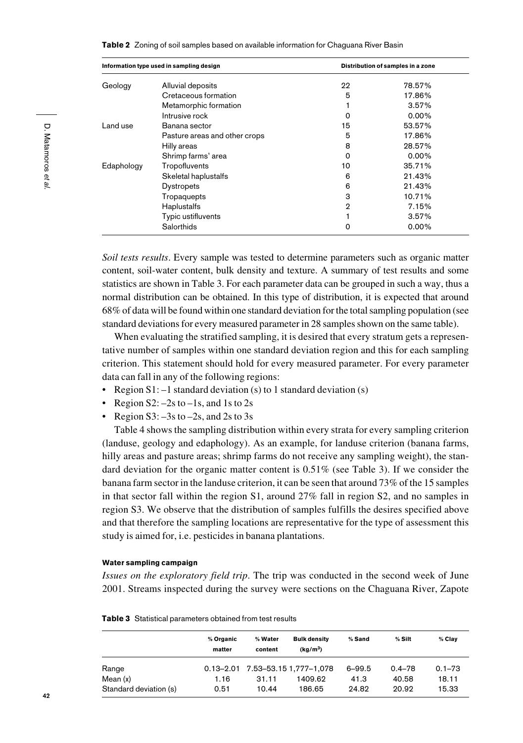**Table 2** Zoning of soil samples based on available information for Chaguana River Basin

| Information type used in sampling design | | Distribution of samples in a zone | |
|---|---|---|---|
| Geology | Alluvial deposits | 22 | 78.57% |
| | Cretaceous formation | 5 | 17.86% |
| | Metamorphic formation | 1 | 3.57% |
| | Intrusive rock | 0 | 0.00% |
| Land use | Banana sector | 15 | 53.57% |
| | Pasture areas and other crops | 5 | 17.86% |
| | Hilly areas | 8 | 28.57% |
| | Shrimp farms' area | 0 | 0.00% |
| Edaphology | Tropofluvents | 10 | 35.71% |
| | Skeletal haplustalfs | 6 | 21.43% |
| | Dystropets | 6 | 21.43% |
| | Tropaquepts | 3 | 10.71% |
| | Haplustalfs | 2 | 7.15% |
| | Typic ustifluvents | 1 | 3.57% |
| | Salorthids | 0 | 0.00% |

*Soil tests results*. Every sample was tested to determine parameters such as organic matter content, soil-water content, bulk density and texture. A summary of test results and some statistics are shown in Table 3. For each parameter data can be grouped in such a way, thus a normal distribution can be obtained. In this type of distribution, it is expected that around 68% of data will be found within one standard deviation for the total sampling population (see standard deviations for every measured parameter in 28 samples shown on the same table).

When evaluating the stratified sampling, it is desired that every stratum gets a representative number of samples within one standard deviation region and this for each sampling criterion. This statement should hold for every measured parameter. For every parameter data can fall in any of the following regions:

- Region S1: –1 standard deviation (s) to 1 standard deviation (s)
- Region S2: –2s to –1s, and 1s to 2s
- Region S3: –3s to –2s, and 2s to 3s

Table 4 shows the sampling distribution within every strata for every sampling criterion (landuse, geology and edaphology). As an example, for landuse criterion (banana farms, hilly areas and pasture areas; shrimp farms do not receive any sampling weight), the standard deviation for the organic matter content is 0.51% (see Table 3). If we consider the banana farm sector in the landuse criterion, it can be seen that around 73% of the 15 samples in that sector fall within the region S1, around 27% fall in region S2, and no samples in region S3. We observe that the distribution of samples fulfills the desires specified above and that therefore the sampling locations are representative for the type of assessment this study is aimed for, i.e. pesticides in banana plantations.

#### Water sampling campaign

*Issues on the exploratory field trip*. The trip was conducted in the second week of June 2001. Streams inspected during the survey were sections on the Chaguana River, Zapote

**Table 3** Statistical parameters obtained from test results

| | % Organic matter | % Water content | Bulk density (kg/m$^3$) | % Sand | % Silt | % Clay |
|---|---|---|---|---|---|---|
| Range | 0.13–2.01 | 7.53–53.15 | 1,777–1,078 | 6–99.5 | 0.4–78 | 0.1–73 |
| Mean (x) | 1.16 | 31.11 | 1409.62 | 41.3 | 40.58 | 18.11 |
| Standard deviation (s) | 0.51 | 10.44 | 186.65 | 24.82 | 20.92 | 15.33 |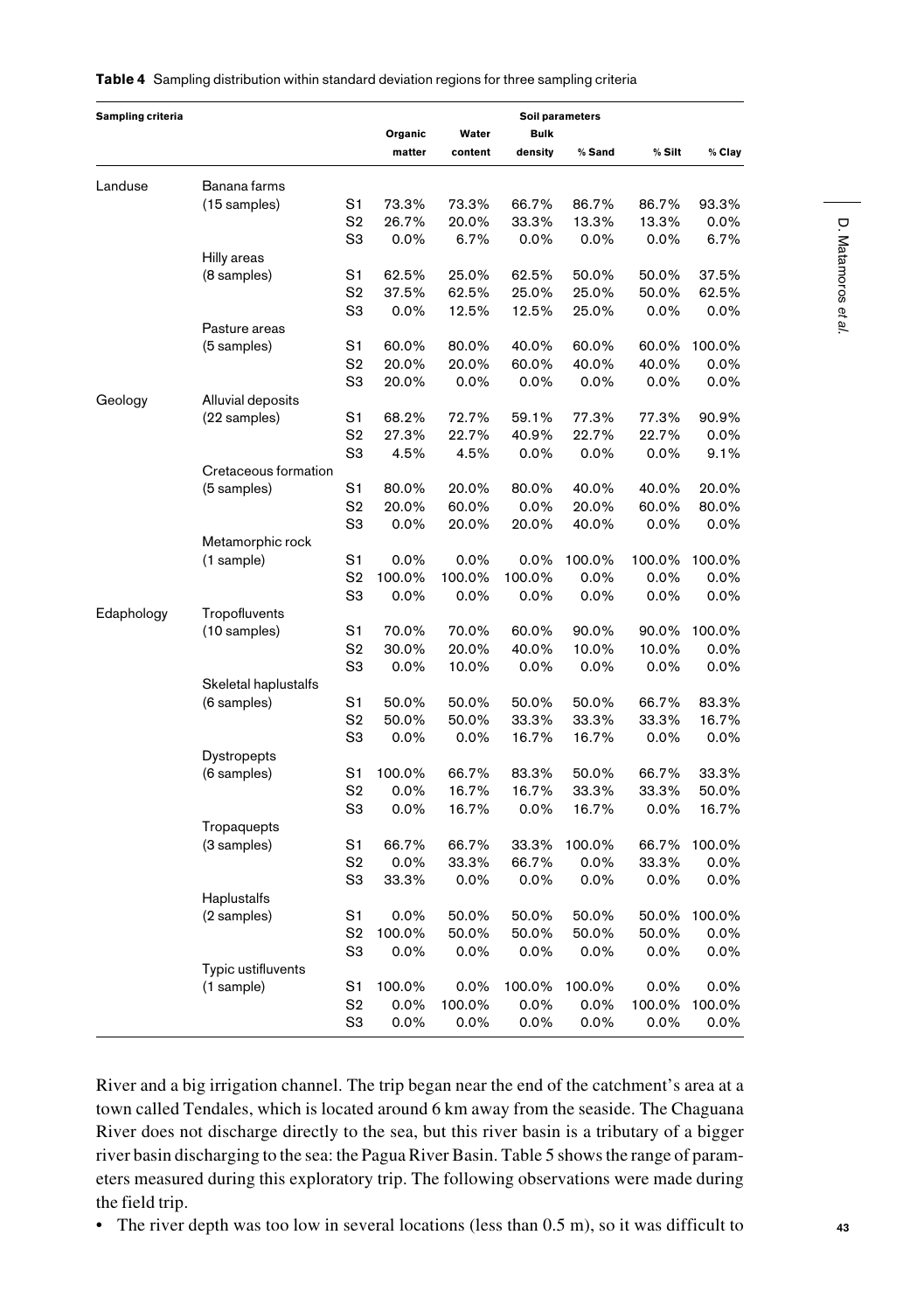**Table 4** Sampling distribution within standard deviation regions for three sampling criteria

| Sampling criteria | | | Soil parameters | | | | | |
|---|---|---|---|---|---|---|---|---|
| | | | Organic matter | Water content | Bulk density | % Sand | % Silt | % Clay |
| Landuse | Banana farms | | | | | | | |
| | (15 samples) | S1 | 73.3% | 73.3% | 66.7% | 86.7% | 86.7% | 93.3% |
| | | S2 | 26.7% | 20.0% | 33.3% | 13.3% | 13.3% | 0.0% |
| | | S3 | 0.0% | 6.7% | 0.0% | 0.0% | 0.0% | 6.7% |
| | Hilly areas | | | | | | | |
| | (8 samples) | S1 | 62.5% | 25.0% | 62.5% | 50.0% | 50.0% | 37.5% |
| | | S2 | 37.5% | 62.5% | 25.0% | 25.0% | 50.0% | 62.5% |
| | | S3 | 0.0% | 12.5% | 12.5% | 25.0% | 0.0% | 0.0% |
| | Pasture areas | | | | | | | |
| | (5 samples) | S1 | 60.0% | 80.0% | 40.0% | 60.0% | 60.0% | 100.0% |
| | | S2 | 20.0% | 20.0% | 60.0% | 40.0% | 40.0% | 0.0% |
| | | S3 | 20.0% | 0.0% | 0.0% | 0.0% | 0.0% | 0.0% |
| Geology | Alluvial deposits | | | | | | | |
| | (22 samples) | S1 | 68.2% | 72.7% | 59.1% | 77.3% | 77.3% | 90.9% |
| | | S2 | 27.3% | 22.7% | 40.9% | 22.7% | 22.7% | 0.0% |
| | | S3 | 4.5% | 4.5% | 0.0% | 0.0% | 0.0% | 9.1% |
| | Cretaceous formation | | | | | | | |
| | (5 samples) | S1 | 80.0% | 20.0% | 80.0% | 40.0% | 40.0% | 20.0% |
| | | S2 | 20.0% | 60.0% | 0.0% | 20.0% | 60.0% | 80.0% |
| | | S3 | 0.0% | 20.0% | 20.0% | 40.0% | 0.0% | 0.0% |
| | Metamorphic rock | | | | | | | |
| | (1 sample) | S1 | 0.0% | 0.0% | 0.0% | 100.0% | 100.0% | 100.0% |
| | | S2 | 100.0% | 100.0% | 100.0% | 0.0% | 0.0% | 0.0% |
| | | S3 | 0.0% | 0.0% | 0.0% | 0.0% | 0.0% | 0.0% |
| Edaphology | Tropofluvents | | | | | | | |
| | (10 samples) | S1 | 70.0% | 70.0% | 60.0% | 90.0% | 90.0% | 100.0% |
| | | S2 | 30.0% | 20.0% | 40.0% | 10.0% | 10.0% | 0.0% |
| | | S3 | 0.0% | 10.0% | 0.0% | 0.0% | 0.0% | 0.0% |
| | Skeletal haplustalfs | | | | | | | |
| | (6 samples) | S1 | 50.0% | 50.0% | 50.0% | 50.0% | 66.7% | 83.3% |
| | | S2 | 50.0% | 50.0% | 33.3% | 33.3% | 33.3% | 16.7% |
| | | S3 | 0.0% | 0.0% | 16.7% | 16.7% | 0.0% | 0.0% |
| | Dystropepts | | | | | | | |
| | (6 samples) | S1 | 100.0% | 66.7% | 83.3% | 50.0% | 66.7% | 33.3% |
| | | S2 | 0.0% | 16.7% | 16.7% | 33.3% | 33.3% | 50.0% |
| | | S3 | 0.0% | 16.7% | 0.0% | 16.7% | 0.0% | 16.7% |
| | Tropaquepts | | | | | | | |
| | (3 samples) | S1 | 66.7% | 66.7% | 33.3% | 100.0% | 66.7% | 100.0% |
| | | S2 | 0.0% | 33.3% | 66.7% | 0.0% | 33.3% | 0.0% |
| | | S3 | 33.3% | 0.0% | 0.0% | 0.0% | 0.0% | 0.0% |
| | Haplustalfs | | | | | | | |
| | (2 samples) | S1 | 0.0% | 50.0% | 50.0% | 50.0% | 50.0% | 100.0% |
| | | S2 | 100.0% | 50.0% | 50.0% | 50.0% | 50.0% | 0.0% |
| | | S3 | 0.0% | 0.0% | 0.0% | 0.0% | 0.0% | 0.0% |
| | Typic ustifluvents | | | | | | | |
| | (1 sample) | S1 | 100.0% | 0.0% | 100.0% | 100.0% | 0.0% | 0.0% |
| | | S2 | 0.0% | 100.0% | 0.0% | 0.0% | 100.0% | 100.0% |
| | | S3 | 0.0% | 0.0% | 0.0% | 0.0% | 0.0% | 0.0% |

River and a big irrigation channel. The trip began near the end of the catchment's area at a town called Tendales, which is located around 6 km away from the seaside. The Chaguana River does not discharge directly to the sea, but this river basin is a tributary of a bigger river basin discharging to the sea: the Pagua River Basin. Table 5 shows the range of parameters measured during this exploratory trip. The following observations were made during the field trip.

- The river depth was too low in several locations (less than 0.5 m), so it was difficult to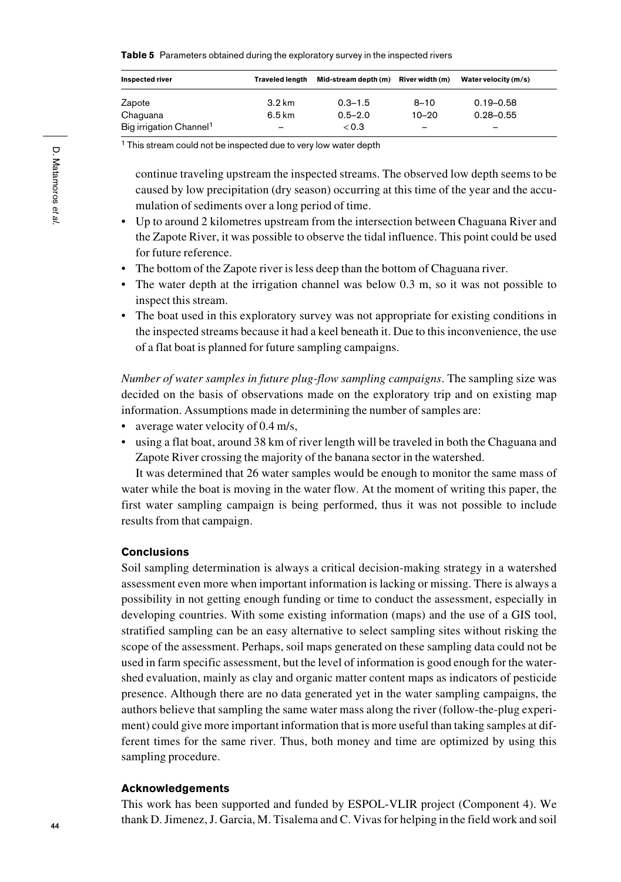**Table 5** Parameters obtained during the exploratory survey in the inspected rivers

| Inspected river | Traveled length | Mid-stream depth (m) | River width (m) | Water velocity (m/s) |
|---|---|---|---|---|
| Zapote | 3.2 km | 0.3–1.5 | 8–10 | 0.19–0.58 |
| Chaguana | 6.5 km | 0.5–2.0 | 10–20 | 0.28–0.55 |
| Big irrigation Channel[1] | – | < 0.3 | – | – |

[1] This stream could not be inspected due to very low water depth

continue traveling upstream the inspected streams. The observed low depth seems to be caused by low precipitation (dry season) occurring at this time of the year and the accumulation of sediments over a long period of time.

- Up to around 2 kilometres upstream from the intersection between Chaguana River and the Zapote River, it was possible to observe the tidal influence. This point could be used for future reference.
- The bottom of the Zapote river is less deep than the bottom of Chaguana river.
- The water depth at the irrigation channel was below 0.3 m, so it was not possible to inspect this stream.
- The boat used in this exploratory survey was not appropriate for existing conditions in the inspected streams because it had a keel beneath it. Due to this inconvenience, the use of a flat boat is planned for future sampling campaigns.

*Number of water samples in future plug-flow sampling campaigns*. The sampling size was decided on the basis of observations made on the exploratory trip and on existing map information. Assumptions made in determining the number of samples are:

- average water velocity of 0.4 m/s,
- using a flat boat, around 38 km of river length will be traveled in both the Chaguana and Zapote River crossing the majority of the banana sector in the watershed.

It was determined that 26 water samples would be enough to monitor the same mass of water while the boat is moving in the water flow. At the moment of writing this paper, the first water sampling campaign is being performed, thus it was not possible to include results from that campaign.

## Conclusions

Soil sampling determination is always a critical decision-making strategy in a watershed assessment even more when important information is lacking or missing. There is always a possibility in not getting enough funding or time to conduct the assessment, especially in developing countries. With some existing information (maps) and the use of a GIS tool, stratified sampling can be an easy alternative to select sampling sites without risking the scope of the assessment. Perhaps, soil maps generated on these sampling data could not be used in farm specific assessment, but the level of information is good enough for the watershed evaluation, mainly as clay and organic matter content maps as indicators of pesticide presence. Although there are no data generated yet in the water sampling campaigns, the authors believe that sampling the same water mass along the river (follow-the-plug experiment) could give more important information that is more useful than taking samples at different times for the same river. Thus, both money and time are optimized by using this sampling procedure.

## Acknowledgements

This work has been supported and funded by ESPOL-VLIR project (Component 4). We thank D. Jimenez, J. Garcia, M. Tisalema and C. Vivas for helping in the field work and soil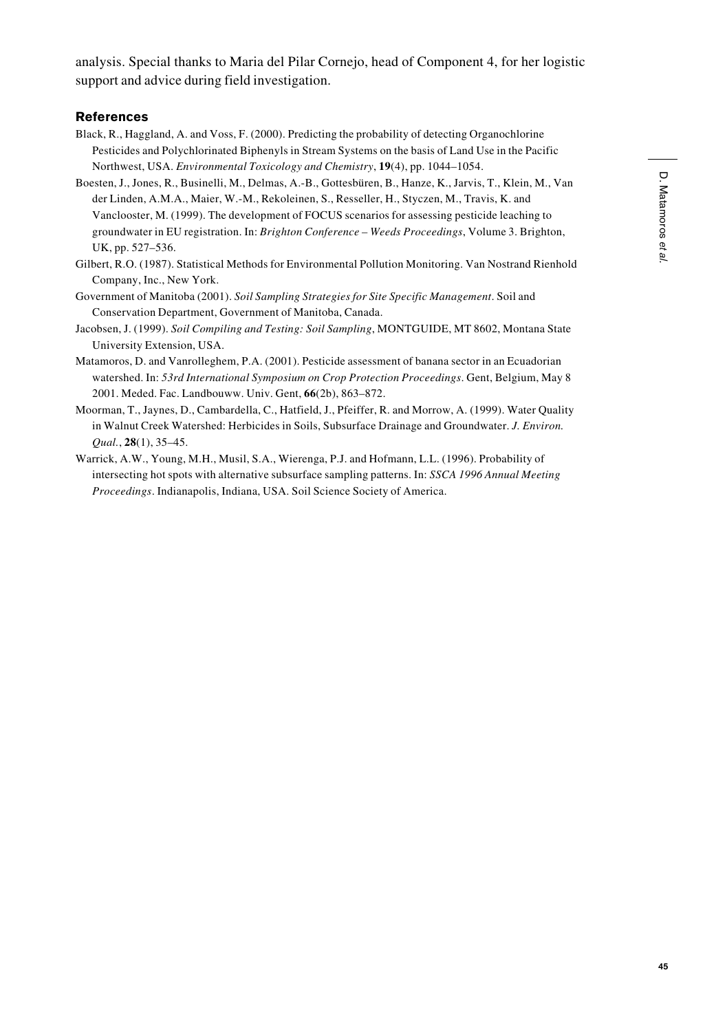analysis. Special thanks to Maria del Pilar Cornejo, head of Component 4, for her logistic support and advice during field investigation.

## References

Black, R., Haggland, A. and Voss, F. (2000). Predicting the probability of detecting Organochlorine Pesticides and Polychlorinated Biphenyls in Stream Systems on the basis of Land Use in the Pacific Northwest, USA. *Environmental Toxicology and Chemistry*, **19**(4), pp. 1044–1054.

Boesten, J., Jones, R., Businelli, M., Delmas, A.-B., Gottesbüren, B., Hanze, K., Jarvis, T., Klein, M., Van der Linden, A.M.A., Maier, W.-M., Rekoleinen, S., Resseller, H., Styczen, M., Travis, K. and Vanclooster, M. (1999). The development of FOCUS scenarios for assessing pesticide leaching to groundwater in EU registration. In: *Brighton Conference – Weeds Proceedings*, Volume 3. Brighton, UK, pp. 527–536.

Gilbert, R.O. (1987). Statistical Methods for Environmental Pollution Monitoring. Van Nostrand Rienhold Company, Inc., New York.

Government of Manitoba (2001). *Soil Sampling Strategies for Site Specific Management*. Soil and Conservation Department, Government of Manitoba, Canada.

Jacobsen, J. (1999). *Soil Compiling and Testing: Soil Sampling*, MONTGUIDE, MT 8602, Montana State University Extension, USA.

Matamoros, D. and Vanrolleghem, P.A. (2001). Pesticide assessment of banana sector in an Ecuadorian watershed. In: *53rd International Symposium on Crop Protection Proceedings*. Gent, Belgium, May 8 2001. Meded. Fac. Landbouww. Univ. Gent, **66**(2b), 863–872.

Moorman, T., Jaynes, D., Cambardella, C., Hatfield, J., Pfeiffer, R. and Morrow, A. (1999). Water Quality in Walnut Creek Watershed: Herbicides in Soils, Subsurface Drainage and Groundwater. *J. Environ. Qual.*, **28**(1), 35–45.

Warrick, A.W., Young, M.H., Musil, S.A., Wierenga, P.J. and Hofmann, L.L. (1996). Probability of intersecting hot spots with alternative subsurface sampling patterns. In: *SSCA 1996 Annual Meeting Proceedings*. Indianapolis, Indiana, USA. Soil Science Society of America.